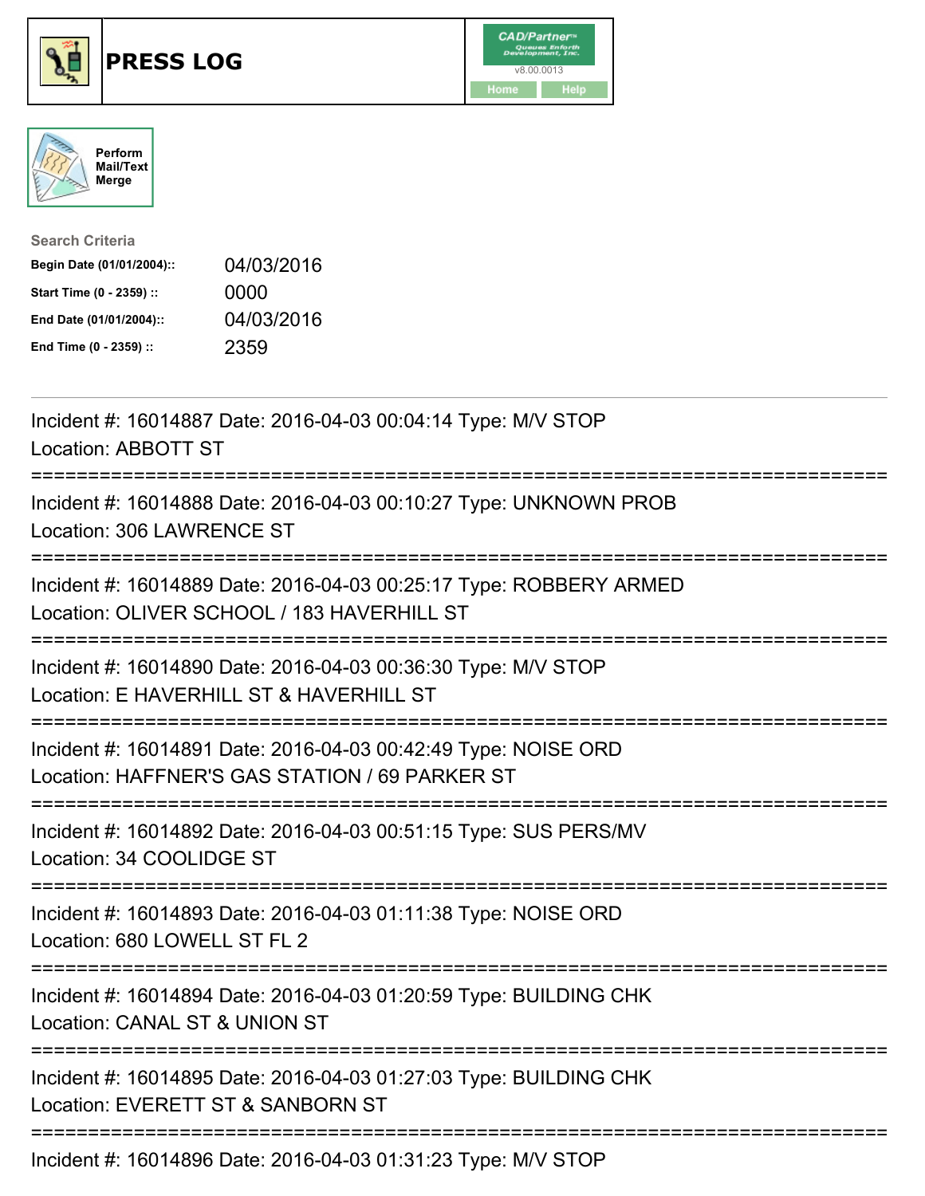# PRESS LOG

Perform Mail/Text Merge

**Search Criteria**

| | |
|---|---|
| **Begin Date (01/01/2004)::** | 04/03/2016 |
| **Start Time (0 - 2359) ::** | 0000 |
| **End Date (01/01/2004)::** | 04/03/2016 |
| **End Time (0 - 2359) ::** | 2359 |

---

Incident #: 16014887 Date: 2016-04-03 00:04:14 Type: M/V STOP
Location: ABBOTT ST

===========================================================================

Incident #: 16014888 Date: 2016-04-03 00:10:27 Type: UNKNOWN PROB
Location: 306 LAWRENCE ST

===========================================================================

Incident #: 16014889 Date: 2016-04-03 00:25:17 Type: ROBBERY ARMED
Location: OLIVER SCHOOL / 183 HAVERHILL ST

===========================================================================

Incident #: 16014890 Date: 2016-04-03 00:36:30 Type: M/V STOP
Location: E HAVERHILL ST & HAVERHILL ST

===========================================================================

Incident #: 16014891 Date: 2016-04-03 00:42:49 Type: NOISE ORD
Location: HAFFNER'S GAS STATION / 69 PARKER ST

===========================================================================

Incident #: 16014892 Date: 2016-04-03 00:51:15 Type: SUS PERS/MV
Location: 34 COOLIDGE ST

===========================================================================

Incident #: 16014893 Date: 2016-04-03 01:11:38 Type: NOISE ORD
Location: 680 LOWELL ST FL 2

===========================================================================

Incident #: 16014894 Date: 2016-04-03 01:20:59 Type: BUILDING CHK
Location: CANAL ST & UNION ST

===========================================================================

Incident #: 16014895 Date: 2016-04-03 01:27:03 Type: BUILDING CHK
Location: EVERETT ST & SANBORN ST

===========================================================================

Incident #: 16014896 Date: 2016-04-03 01:31:23 Type: M/V STOP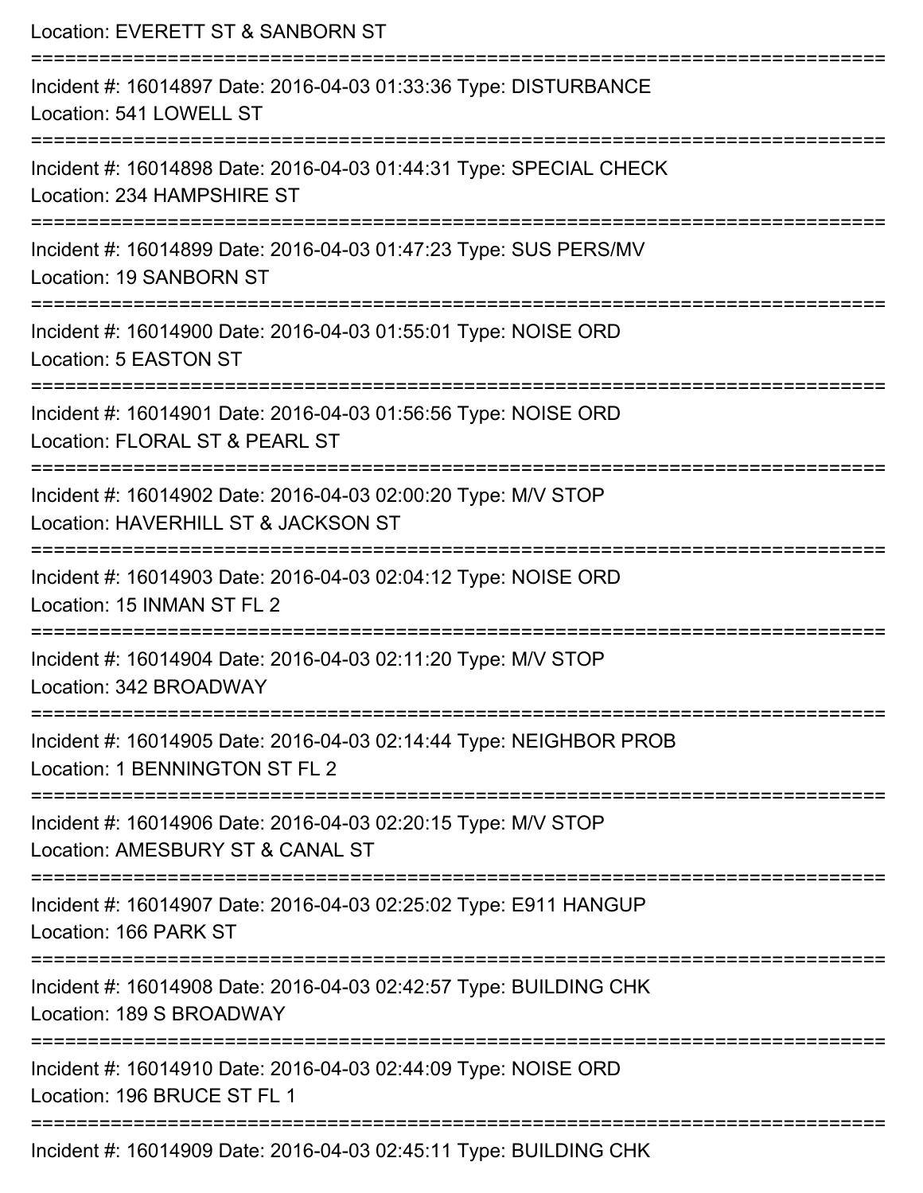Location: EVERETT ST & SANBORN ST

===========================================================================

Incident #: 16014897 Date: 2016-04-03 01:33:36 Type: DISTURBANCE
Location: 541 LOWELL ST

===========================================================================

Incident #: 16014898 Date: 2016-04-03 01:44:31 Type: SPECIAL CHECK
Location: 234 HAMPSHIRE ST

===========================================================================

Incident #: 16014899 Date: 2016-04-03 01:47:23 Type: SUS PERS/MV
Location: 19 SANBORN ST

===========================================================================

Incident #: 16014900 Date: 2016-04-03 01:55:01 Type: NOISE ORD
Location: 5 EASTON ST

===========================================================================

Incident #: 16014901 Date: 2016-04-03 01:56:56 Type: NOISE ORD
Location: FLORAL ST & PEARL ST

===========================================================================

Incident #: 16014902 Date: 2016-04-03 02:00:20 Type: M/V STOP
Location: HAVERHILL ST & JACKSON ST

===========================================================================

Incident #: 16014903 Date: 2016-04-03 02:04:12 Type: NOISE ORD
Location: 15 INMAN ST FL 2

===========================================================================

Incident #: 16014904 Date: 2016-04-03 02:11:20 Type: M/V STOP
Location: 342 BROADWAY

===========================================================================

Incident #: 16014905 Date: 2016-04-03 02:14:44 Type: NEIGHBOR PROB
Location: 1 BENNINGTON ST FL 2

===========================================================================

Incident #: 16014906 Date: 2016-04-03 02:20:15 Type: M/V STOP
Location: AMESBURY ST & CANAL ST

===========================================================================

Incident #: 16014907 Date: 2016-04-03 02:25:02 Type: E911 HANGUP
Location: 166 PARK ST

===========================================================================

Incident #: 16014908 Date: 2016-04-03 02:42:57 Type: BUILDING CHK
Location: 189 S BROADWAY

===========================================================================

Incident #: 16014910 Date: 2016-04-03 02:44:09 Type: NOISE ORD
Location: 196 BRUCE ST FL 1

===========================================================================

Incident #: 16014909 Date: 2016-04-03 02:45:11 Type: BUILDING CHK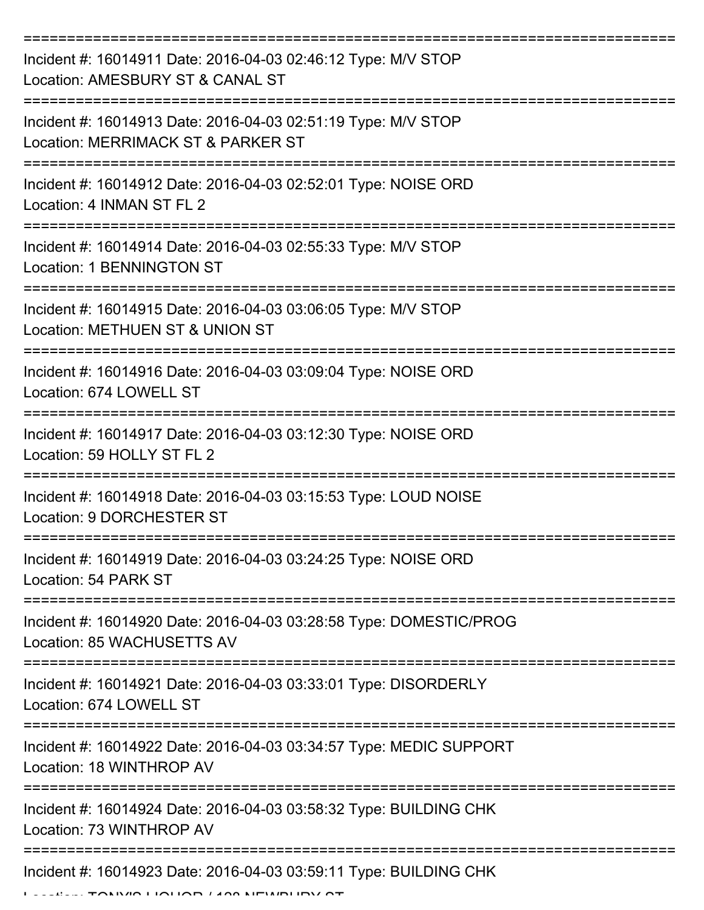Incident #: 16014911 Date: 2016-04-03 02:46:12 Type: M/V STOP
Location: AMESBURY ST & CANAL ST

Incident #: 16014913 Date: 2016-04-03 02:51:19 Type: M/V STOP
Location: MERRIMACK ST & PARKER ST

Incident #: 16014912 Date: 2016-04-03 02:52:01 Type: NOISE ORD
Location: 4 INMAN ST FL 2

Incident #: 16014914 Date: 2016-04-03 02:55:33 Type: M/V STOP
Location: 1 BENNINGTON ST

Incident #: 16014915 Date: 2016-04-03 03:06:05 Type: M/V STOP
Location: METHUEN ST & UNION ST

Incident #: 16014916 Date: 2016-04-03 03:09:04 Type: NOISE ORD
Location: 674 LOWELL ST

Incident #: 16014917 Date: 2016-04-03 03:12:30 Type: NOISE ORD
Location: 59 HOLLY ST FL 2

Incident #: 16014918 Date: 2016-04-03 03:15:53 Type: LOUD NOISE
Location: 9 DORCHESTER ST

Incident #: 16014919 Date: 2016-04-03 03:24:25 Type: NOISE ORD
Location: 54 PARK ST

Incident #: 16014920 Date: 2016-04-03 03:28:58 Type: DOMESTIC/PROG
Location: 85 WACHUSETTS AV

Incident #: 16014921 Date: 2016-04-03 03:33:01 Type: DISORDERLY
Location: 674 LOWELL ST

Incident #: 16014922 Date: 2016-04-03 03:34:57 Type: MEDIC SUPPORT
Location: 18 WINTHROP AV

Incident #: 16014924 Date: 2016-04-03 03:58:32 Type: BUILDING CHK
Location: 73 WINTHROP AV

Incident #: 16014923 Date: 2016-04-03 03:59:11 Type: BUILDING CHK
Location: TONY'S LIQUOR / 128 NEWBURY ST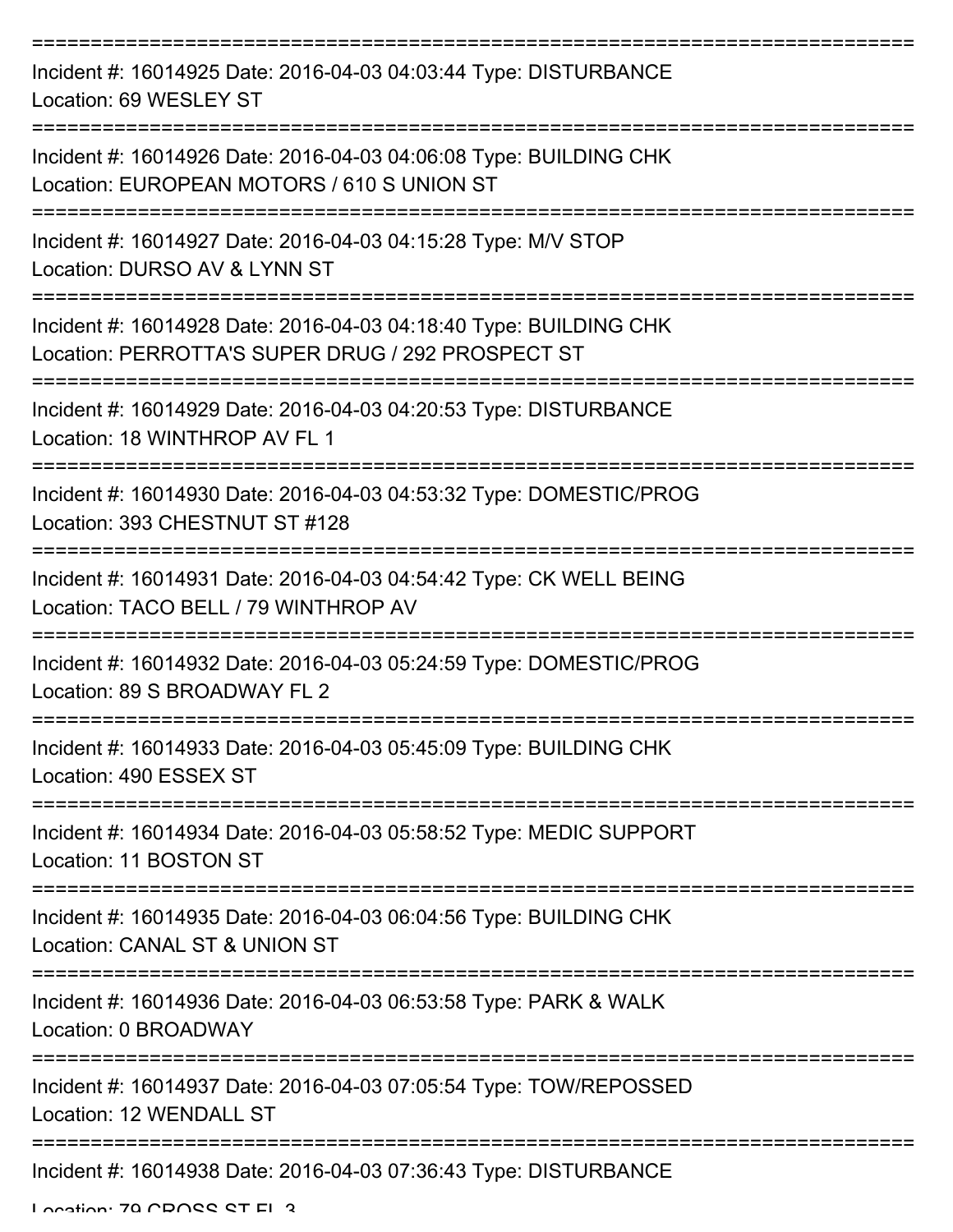===========================================================================

Incident #: 16014925 Date: 2016-04-03 04:03:44 Type: DISTURBANCE
Location: 69 WESLEY ST

===========================================================================

Incident #: 16014926 Date: 2016-04-03 04:06:08 Type: BUILDING CHK
Location: EUROPEAN MOTORS / 610 S UNION ST

===========================================================================

Incident #: 16014927 Date: 2016-04-03 04:15:28 Type: M/V STOP
Location: DURSO AV & LYNN ST

===========================================================================

Incident #: 16014928 Date: 2016-04-03 04:18:40 Type: BUILDING CHK
Location: PERROTTA'S SUPER DRUG / 292 PROSPECT ST

===========================================================================

Incident #: 16014929 Date: 2016-04-03 04:20:53 Type: DISTURBANCE
Location: 18 WINTHROP AV FL 1

===========================================================================

Incident #: 16014930 Date: 2016-04-03 04:53:32 Type: DOMESTIC/PROG
Location: 393 CHESTNUT ST #128

===========================================================================

Incident #: 16014931 Date: 2016-04-03 04:54:42 Type: CK WELL BEING
Location: TACO BELL / 79 WINTHROP AV

===========================================================================

Incident #: 16014932 Date: 2016-04-03 05:24:59 Type: DOMESTIC/PROG
Location: 89 S BROADWAY FL 2

===========================================================================

Incident #: 16014933 Date: 2016-04-03 05:45:09 Type: BUILDING CHK
Location: 490 ESSEX ST

===========================================================================

Incident #: 16014934 Date: 2016-04-03 05:58:52 Type: MEDIC SUPPORT
Location: 11 BOSTON ST

===========================================================================

Incident #: 16014935 Date: 2016-04-03 06:04:56 Type: BUILDING CHK
Location: CANAL ST & UNION ST

===========================================================================

Incident #: 16014936 Date: 2016-04-03 06:53:58 Type: PARK & WALK
Location: 0 BROADWAY

===========================================================================

Incident #: 16014937 Date: 2016-04-03 07:05:54 Type: TOW/REPOSSED
Location: 12 WENDALL ST

===========================================================================

Incident #: 16014938 Date: 2016-04-03 07:36:43 Type: DISTURBANCE
Location: 79 CROSS ST FL 3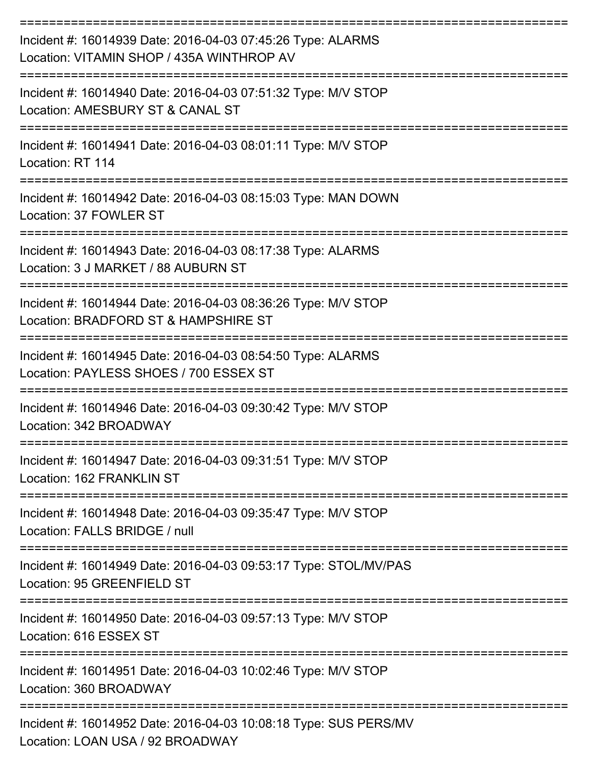===========================================================================

Incident #: 16014939 Date: 2016-04-03 07:45:26 Type: ALARMS
Location: VITAMIN SHOP / 435A WINTHROP AV

===========================================================================

Incident #: 16014940 Date: 2016-04-03 07:51:32 Type: M/V STOP
Location: AMESBURY ST & CANAL ST

===========================================================================

Incident #: 16014941 Date: 2016-04-03 08:01:11 Type: M/V STOP
Location: RT 114

===========================================================================

Incident #: 16014942 Date: 2016-04-03 08:15:03 Type: MAN DOWN
Location: 37 FOWLER ST

===========================================================================

Incident #: 16014943 Date: 2016-04-03 08:17:38 Type: ALARMS
Location: 3 J MARKET / 88 AUBURN ST

===========================================================================

Incident #: 16014944 Date: 2016-04-03 08:36:26 Type: M/V STOP
Location: BRADFORD ST & HAMPSHIRE ST

===========================================================================

Incident #: 16014945 Date: 2016-04-03 08:54:50 Type: ALARMS
Location: PAYLESS SHOES / 700 ESSEX ST

===========================================================================

Incident #: 16014946 Date: 2016-04-03 09:30:42 Type: M/V STOP
Location: 342 BROADWAY

===========================================================================

Incident #: 16014947 Date: 2016-04-03 09:31:51 Type: M/V STOP
Location: 162 FRANKLIN ST

===========================================================================

Incident #: 16014948 Date: 2016-04-03 09:35:47 Type: M/V STOP
Location: FALLS BRIDGE / null

===========================================================================

Incident #: 16014949 Date: 2016-04-03 09:53:17 Type: STOL/MV/PAS
Location: 95 GREENFIELD ST

===========================================================================

Incident #: 16014950 Date: 2016-04-03 09:57:13 Type: M/V STOP
Location: 616 ESSEX ST

===========================================================================

Incident #: 16014951 Date: 2016-04-03 10:02:46 Type: M/V STOP
Location: 360 BROADWAY

===========================================================================

Incident #: 16014952 Date: 2016-04-03 10:08:18 Type: SUS PERS/MV
Location: LOAN USA / 92 BROADWAY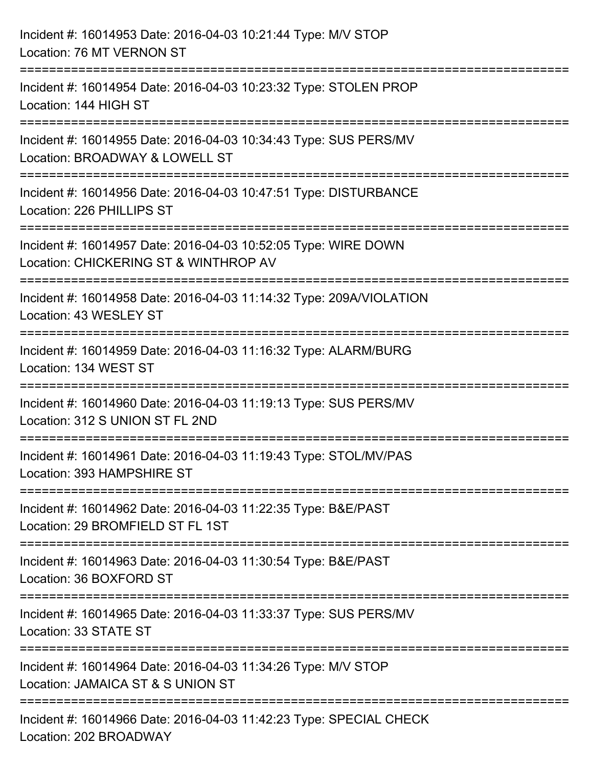Incident #: 16014953 Date: 2016-04-03 10:21:44 Type: M/V STOP
Location: 76 MT VERNON ST

===========================================================================

Incident #: 16014954 Date: 2016-04-03 10:23:32 Type: STOLEN PROP
Location: 144 HIGH ST

===========================================================================

Incident #: 16014955 Date: 2016-04-03 10:34:43 Type: SUS PERS/MV
Location: BROADWAY & LOWELL ST

===========================================================================

Incident #: 16014956 Date: 2016-04-03 10:47:51 Type: DISTURBANCE
Location: 226 PHILLIPS ST

===========================================================================

Incident #: 16014957 Date: 2016-04-03 10:52:05 Type: WIRE DOWN
Location: CHICKERING ST & WINTHROP AV

===========================================================================

Incident #: 16014958 Date: 2016-04-03 11:14:32 Type: 209A/VIOLATION
Location: 43 WESLEY ST

===========================================================================

Incident #: 16014959 Date: 2016-04-03 11:16:32 Type: ALARM/BURG
Location: 134 WEST ST

===========================================================================

Incident #: 16014960 Date: 2016-04-03 11:19:13 Type: SUS PERS/MV
Location: 312 S UNION ST FL 2ND

===========================================================================

Incident #: 16014961 Date: 2016-04-03 11:19:43 Type: STOL/MV/PAS
Location: 393 HAMPSHIRE ST

===========================================================================

Incident #: 16014962 Date: 2016-04-03 11:22:35 Type: B&E/PAST
Location: 29 BROMFIELD ST FL 1ST

===========================================================================

Incident #: 16014963 Date: 2016-04-03 11:30:54 Type: B&E/PAST
Location: 36 BOXFORD ST

===========================================================================

Incident #: 16014965 Date: 2016-04-03 11:33:37 Type: SUS PERS/MV
Location: 33 STATE ST

===========================================================================

Incident #: 16014964 Date: 2016-04-03 11:34:26 Type: M/V STOP
Location: JAMAICA ST & S UNION ST

===========================================================================

Incident #: 16014966 Date: 2016-04-03 11:42:23 Type: SPECIAL CHECK
Location: 202 BROADWAY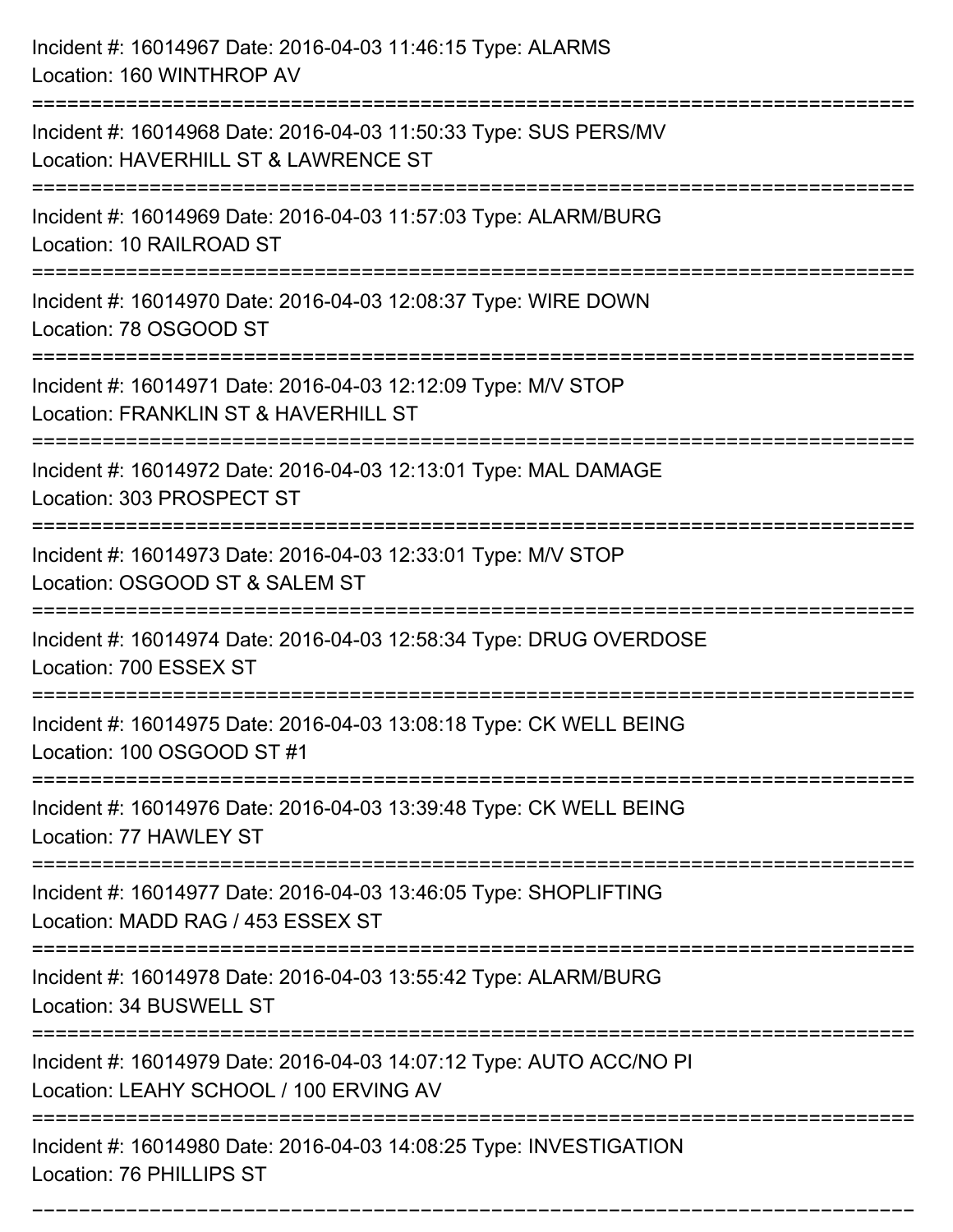Incident #: 16014967 Date: 2016-04-03 11:46:15 Type: ALARMS
Location: 160 WINTHROP AV

===========================================================================

Incident #: 16014968 Date: 2016-04-03 11:50:33 Type: SUS PERS/MV
Location: HAVERHILL ST & LAWRENCE ST

===========================================================================

Incident #: 16014969 Date: 2016-04-03 11:57:03 Type: ALARM/BURG
Location: 10 RAILROAD ST

===========================================================================

Incident #: 16014970 Date: 2016-04-03 12:08:37 Type: WIRE DOWN
Location: 78 OSGOOD ST

===========================================================================

Incident #: 16014971 Date: 2016-04-03 12:12:09 Type: M/V STOP
Location: FRANKLIN ST & HAVERHILL ST

===========================================================================

Incident #: 16014972 Date: 2016-04-03 12:13:01 Type: MAL DAMAGE
Location: 303 PROSPECT ST

===========================================================================

Incident #: 16014973 Date: 2016-04-03 12:33:01 Type: M/V STOP
Location: OSGOOD ST & SALEM ST

===========================================================================

Incident #: 16014974 Date: 2016-04-03 12:58:34 Type: DRUG OVERDOSE
Location: 700 ESSEX ST

===========================================================================

Incident #: 16014975 Date: 2016-04-03 13:08:18 Type: CK WELL BEING
Location: 100 OSGOOD ST #1

===========================================================================

Incident #: 16014976 Date: 2016-04-03 13:39:48 Type: CK WELL BEING
Location: 77 HAWLEY ST

===========================================================================

Incident #: 16014977 Date: 2016-04-03 13:46:05 Type: SHOPLIFTING
Location: MADD RAG / 453 ESSEX ST

===========================================================================

Incident #: 16014978 Date: 2016-04-03 13:55:42 Type: ALARM/BURG
Location: 34 BUSWELL ST

===========================================================================

Incident #: 16014979 Date: 2016-04-03 14:07:12 Type: AUTO ACC/NO PI
Location: LEAHY SCHOOL / 100 ERVING AV

===========================================================================

Incident #: 16014980 Date: 2016-04-03 14:08:25 Type: INVESTIGATION
Location: 76 PHILLIPS ST

===========================================================================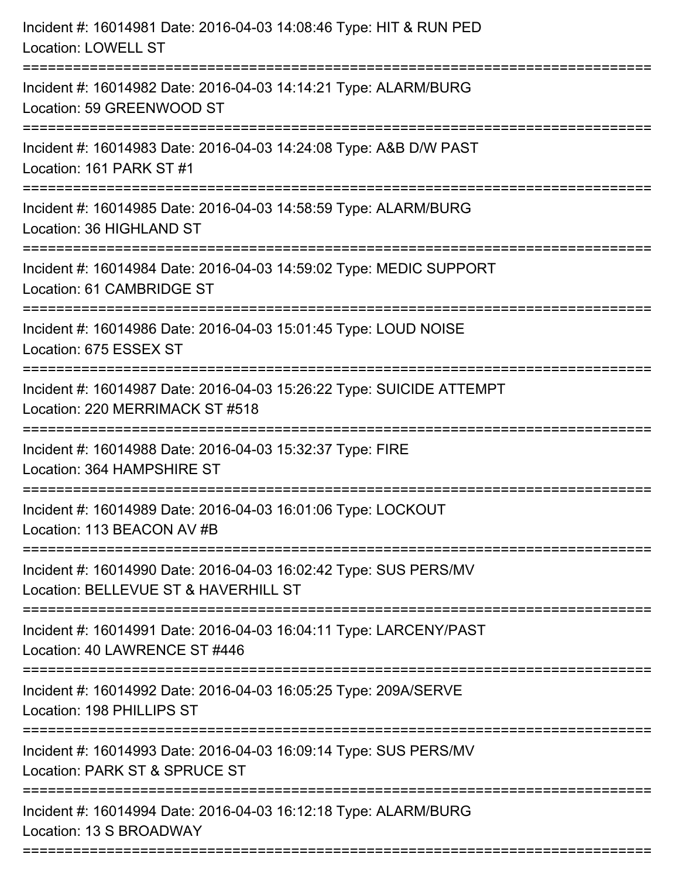Incident #: 16014981 Date: 2016-04-03 14:08:46 Type: HIT & RUN PED
Location: LOWELL ST

===========================================================================

Incident #: 16014982 Date: 2016-04-03 14:14:21 Type: ALARM/BURG
Location: 59 GREENWOOD ST

===========================================================================

Incident #: 16014983 Date: 2016-04-03 14:24:08 Type: A&B D/W PAST
Location: 161 PARK ST #1

===========================================================================

Incident #: 16014985 Date: 2016-04-03 14:58:59 Type: ALARM/BURG
Location: 36 HIGHLAND ST

===========================================================================

Incident #: 16014984 Date: 2016-04-03 14:59:02 Type: MEDIC SUPPORT
Location: 61 CAMBRIDGE ST

===========================================================================

Incident #: 16014986 Date: 2016-04-03 15:01:45 Type: LOUD NOISE
Location: 675 ESSEX ST

===========================================================================

Incident #: 16014987 Date: 2016-04-03 15:26:22 Type: SUICIDE ATTEMPT
Location: 220 MERRIMACK ST #518

===========================================================================

Incident #: 16014988 Date: 2016-04-03 15:32:37 Type: FIRE
Location: 364 HAMPSHIRE ST

===========================================================================

Incident #: 16014989 Date: 2016-04-03 16:01:06 Type: LOCKOUT
Location: 113 BEACON AV #B

===========================================================================

Incident #: 16014990 Date: 2016-04-03 16:02:42 Type: SUS PERS/MV
Location: BELLEVUE ST & HAVERHILL ST

===========================================================================

Incident #: 16014991 Date: 2016-04-03 16:04:11 Type: LARCENY/PAST
Location: 40 LAWRENCE ST #446

===========================================================================

Incident #: 16014992 Date: 2016-04-03 16:05:25 Type: 209A/SERVE
Location: 198 PHILLIPS ST

===========================================================================

Incident #: 16014993 Date: 2016-04-03 16:09:14 Type: SUS PERS/MV
Location: PARK ST & SPRUCE ST

===========================================================================

Incident #: 16014994 Date: 2016-04-03 16:12:18 Type: ALARM/BURG
Location: 13 S BROADWAY

===========================================================================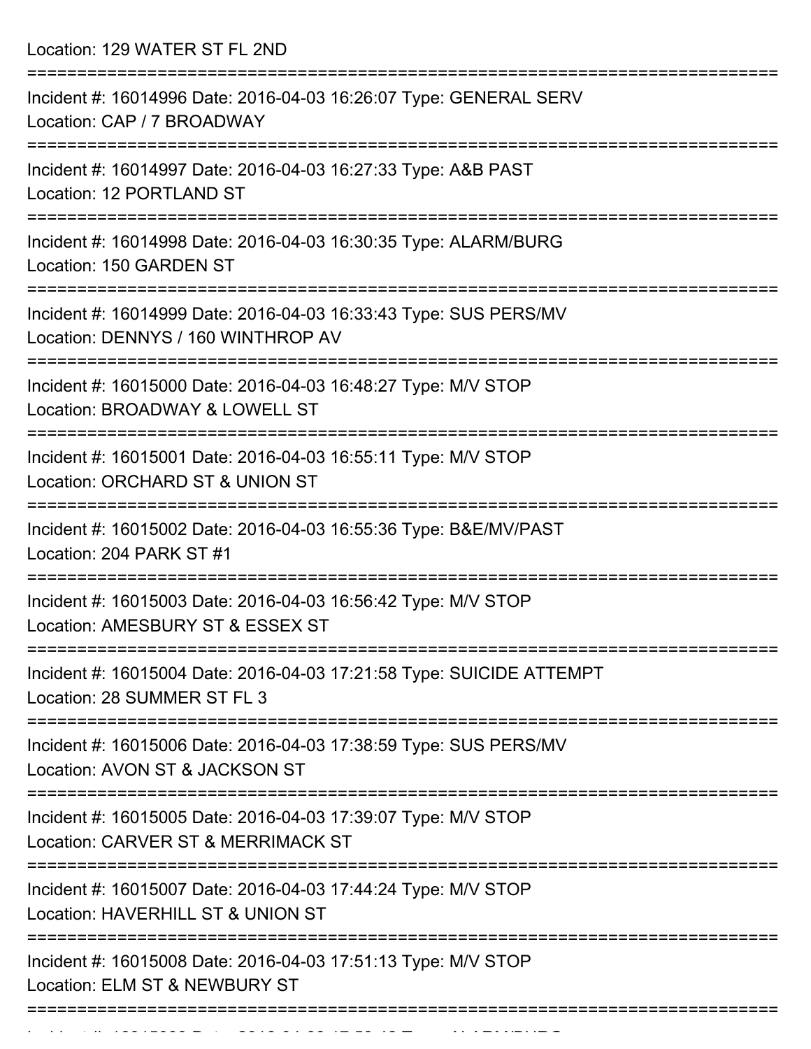Location: 129 WATER ST FL 2ND

===========================================================================

Incident #: 16014996 Date: 2016-04-03 16:26:07 Type: GENERAL SERV
Location: CAP / 7 BROADWAY

===========================================================================

Incident #: 16014997 Date: 2016-04-03 16:27:33 Type: A&B PAST
Location: 12 PORTLAND ST

===========================================================================

Incident #: 16014998 Date: 2016-04-03 16:30:35 Type: ALARM/BURG
Location: 150 GARDEN ST

===========================================================================

Incident #: 16014999 Date: 2016-04-03 16:33:43 Type: SUS PERS/MV
Location: DENNYS / 160 WINTHROP AV

===========================================================================

Incident #: 16015000 Date: 2016-04-03 16:48:27 Type: M/V STOP
Location: BROADWAY & LOWELL ST

===========================================================================

Incident #: 16015001 Date: 2016-04-03 16:55:11 Type: M/V STOP
Location: ORCHARD ST & UNION ST

===========================================================================

Incident #: 16015002 Date: 2016-04-03 16:55:36 Type: B&E/MV/PAST
Location: 204 PARK ST #1

===========================================================================

Incident #: 16015003 Date: 2016-04-03 16:56:42 Type: M/V STOP
Location: AMESBURY ST & ESSEX ST

===========================================================================

Incident #: 16015004 Date: 2016-04-03 17:21:58 Type: SUICIDE ATTEMPT
Location: 28 SUMMER ST FL 3

===========================================================================

Incident #: 16015006 Date: 2016-04-03 17:38:59 Type: SUS PERS/MV
Location: AVON ST & JACKSON ST

===========================================================================

Incident #: 16015005 Date: 2016-04-03 17:39:07 Type: M/V STOP
Location: CARVER ST & MERRIMACK ST

===========================================================================

Incident #: 16015007 Date: 2016-04-03 17:44:24 Type: M/V STOP
Location: HAVERHILL ST & UNION ST

===========================================================================

Incident #: 16015008 Date: 2016-04-03 17:51:13 Type: M/V STOP
Location: ELM ST & NEWBURY ST

===========================================================================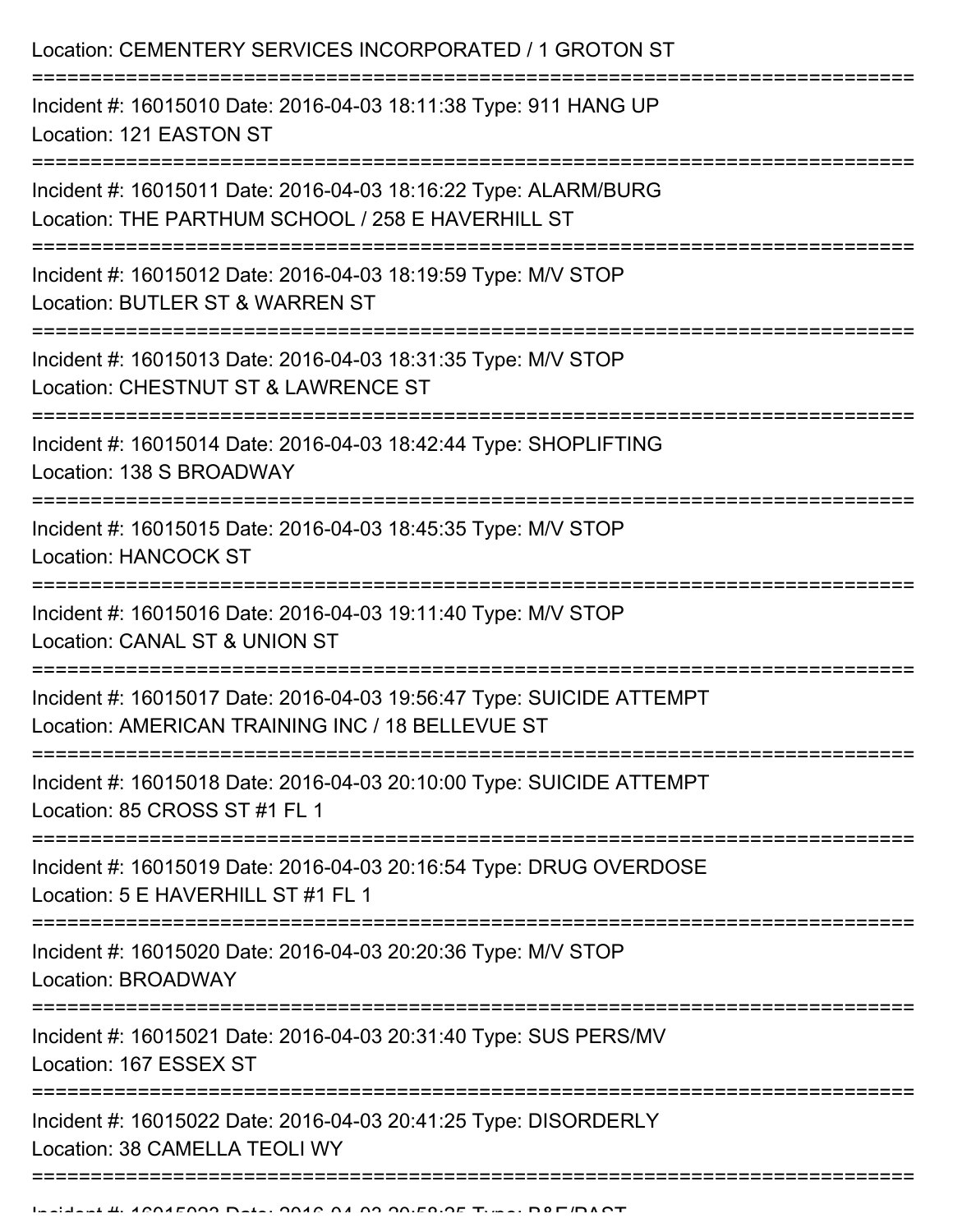Location: CEMENTERY SERVICES INCORPORATED / 1 GROTON ST

===========================================================================

Incident #: 16015010 Date: 2016-04-03 18:11:38 Type: 911 HANG UP
Location: 121 EASTON ST

===========================================================================

Incident #: 16015011 Date: 2016-04-03 18:16:22 Type: ALARM/BURG
Location: THE PARTHUM SCHOOL / 258 E HAVERHILL ST

===========================================================================

Incident #: 16015012 Date: 2016-04-03 18:19:59 Type: M/V STOP
Location: BUTLER ST & WARREN ST

===========================================================================

Incident #: 16015013 Date: 2016-04-03 18:31:35 Type: M/V STOP
Location: CHESTNUT ST & LAWRENCE ST

===========================================================================

Incident #: 16015014 Date: 2016-04-03 18:42:44 Type: SHOPLIFTING
Location: 138 S BROADWAY

===========================================================================

Incident #: 16015015 Date: 2016-04-03 18:45:35 Type: M/V STOP
Location: HANCOCK ST

===========================================================================

Incident #: 16015016 Date: 2016-04-03 19:11:40 Type: M/V STOP
Location: CANAL ST & UNION ST

===========================================================================

Incident #: 16015017 Date: 2016-04-03 19:56:47 Type: SUICIDE ATTEMPT
Location: AMERICAN TRAINING INC / 18 BELLEVUE ST

===========================================================================

Incident #: 16015018 Date: 2016-04-03 20:10:00 Type: SUICIDE ATTEMPT
Location: 85 CROSS ST #1 FL 1

===========================================================================

Incident #: 16015019 Date: 2016-04-03 20:16:54 Type: DRUG OVERDOSE
Location: 5 E HAVERHILL ST #1 FL 1

===========================================================================

Incident #: 16015020 Date: 2016-04-03 20:20:36 Type: M/V STOP
Location: BROADWAY

===========================================================================

Incident #: 16015021 Date: 2016-04-03 20:31:40 Type: SUS PERS/MV
Location: 167 ESSEX ST

===========================================================================

Incident #: 16015022 Date: 2016-04-03 20:41:25 Type: DISORDERLY
Location: 38 CAMELLA TEOLI WY

===========================================================================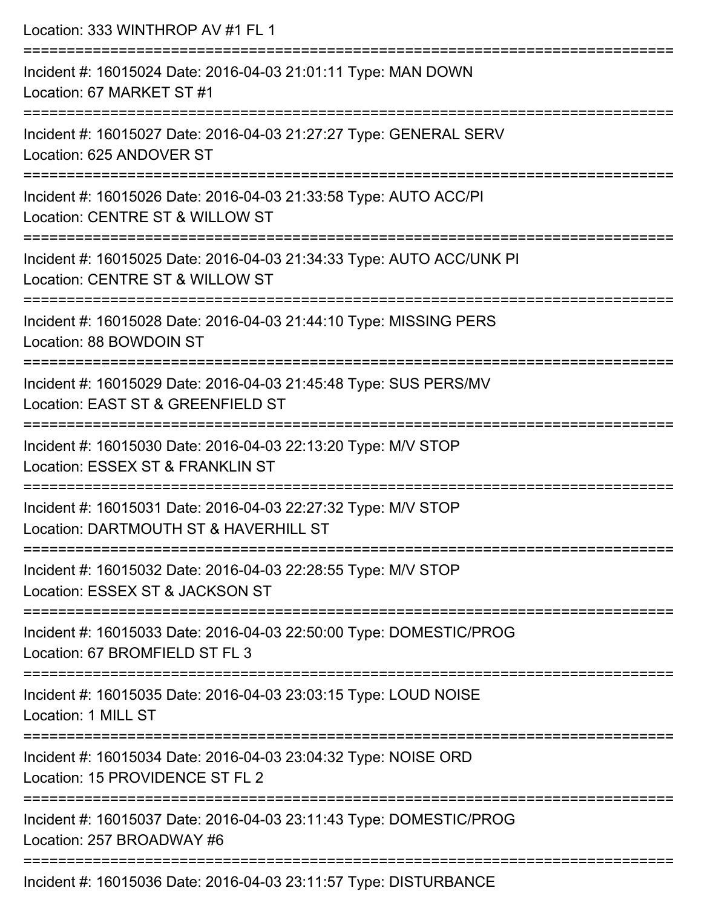Location: 333 WINTHROP AV #1 FL 1

===========================================================================

Incident #: 16015024 Date: 2016-04-03 21:01:11 Type: MAN DOWN
Location: 67 MARKET ST #1

===========================================================================

Incident #: 16015027 Date: 2016-04-03 21:27:27 Type: GENERAL SERV
Location: 625 ANDOVER ST

===========================================================================

Incident #: 16015026 Date: 2016-04-03 21:33:58 Type: AUTO ACC/PI
Location: CENTRE ST & WILLOW ST

===========================================================================

Incident #: 16015025 Date: 2016-04-03 21:34:33 Type: AUTO ACC/UNK PI
Location: CENTRE ST & WILLOW ST

===========================================================================

Incident #: 16015028 Date: 2016-04-03 21:44:10 Type: MISSING PERS
Location: 88 BOWDOIN ST

===========================================================================

Incident #: 16015029 Date: 2016-04-03 21:45:48 Type: SUS PERS/MV
Location: EAST ST & GREENFIELD ST

===========================================================================

Incident #: 16015030 Date: 2016-04-03 22:13:20 Type: M/V STOP
Location: ESSEX ST & FRANKLIN ST

===========================================================================

Incident #: 16015031 Date: 2016-04-03 22:27:32 Type: M/V STOP
Location: DARTMOUTH ST & HAVERHILL ST

===========================================================================

Incident #: 16015032 Date: 2016-04-03 22:28:55 Type: M/V STOP
Location: ESSEX ST & JACKSON ST

===========================================================================

Incident #: 16015033 Date: 2016-04-03 22:50:00 Type: DOMESTIC/PROG
Location: 67 BROMFIELD ST FL 3

===========================================================================

Incident #: 16015035 Date: 2016-04-03 23:03:15 Type: LOUD NOISE
Location: 1 MILL ST

===========================================================================

Incident #: 16015034 Date: 2016-04-03 23:04:32 Type: NOISE ORD
Location: 15 PROVIDENCE ST FL 2

===========================================================================

Incident #: 16015037 Date: 2016-04-03 23:11:43 Type: DOMESTIC/PROG
Location: 257 BROADWAY #6

===========================================================================

Incident #: 16015036 Date: 2016-04-03 23:11:57 Type: DISTURBANCE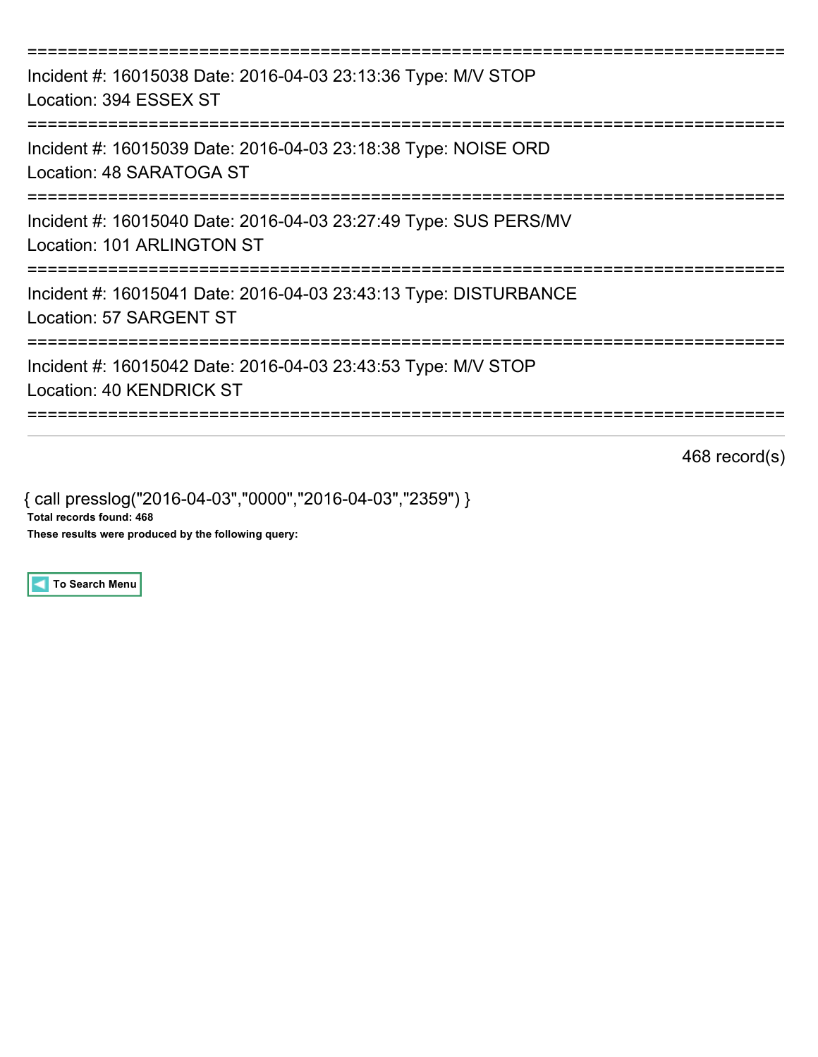===========================================================================

Incident #: 16015038 Date: 2016-04-03 23:13:36 Type: M/V STOP
Location: 394 ESSEX ST

===========================================================================

Incident #: 16015039 Date: 2016-04-03 23:18:38 Type: NOISE ORD
Location: 48 SARATOGA ST

===========================================================================

Incident #: 16015040 Date: 2016-04-03 23:27:49 Type: SUS PERS/MV
Location: 101 ARLINGTON ST

===========================================================================

Incident #: 16015041 Date: 2016-04-03 23:43:13 Type: DISTURBANCE
Location: 57 SARGENT ST

===========================================================================

Incident #: 16015042 Date: 2016-04-03 23:43:53 Type: M/V STOP
Location: 40 KENDRICK ST

===========================================================================

468 record(s)

{ call presslog("2016-04-03","0000","2016-04-03","2359") }

**Total records found: 468**

**These results were produced by the following query:**

To Search Menu